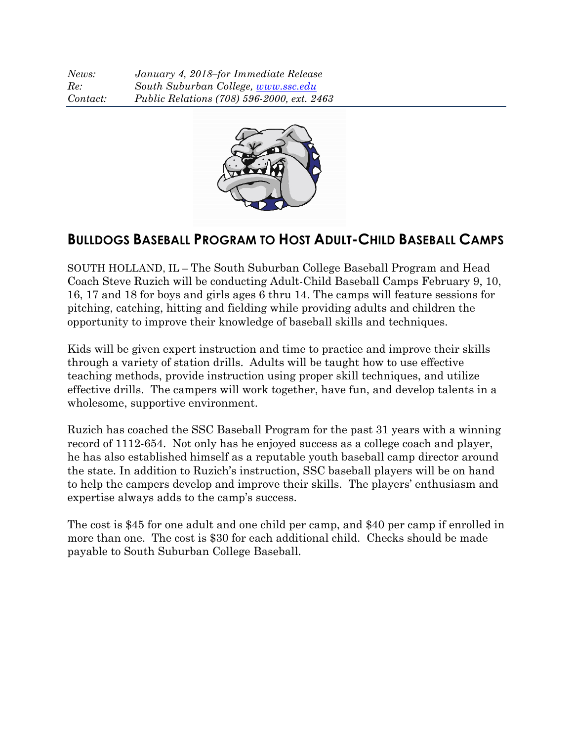*News:* *January 4, 2018–for Immediate Release*
*Re:* *South Suburban College, [www.ssc.edu](http://www.ssc.edu)*
*Contact:* *Public Relations (708) 596-2000, ext. 2463*

# BULLDOGS BASEBALL PROGRAM TO HOST ADULT-CHILD BASEBALL CAMPS

SOUTH HOLLAND, IL – The South Suburban College Baseball Program and Head Coach Steve Ruzich will be conducting Adult-Child Baseball Camps February 9, 10, 16, 17 and 18 for boys and girls ages 6 thru 14. The camps will feature sessions for pitching, catching, hitting and fielding while providing adults and children the opportunity to improve their knowledge of baseball skills and techniques.

Kids will be given expert instruction and time to practice and improve their skills through a variety of station drills. Adults will be taught how to use effective teaching methods, provide instruction using proper skill techniques, and utilize effective drills. The campers will work together, have fun, and develop talents in a wholesome, supportive environment.

Ruzich has coached the SSC Baseball Program for the past 31 years with a winning record of 1112-654. Not only has he enjoyed success as a college coach and player, he has also established himself as a reputable youth baseball camp director around the state. In addition to Ruzich's instruction, SSC baseball players will be on hand to help the campers develop and improve their skills. The players' enthusiasm and expertise always adds to the camp's success.

The cost is $45 for one adult and one child per camp, and $40 per camp if enrolled in more than one. The cost is $30 for each additional child. Checks should be made payable to South Suburban College Baseball.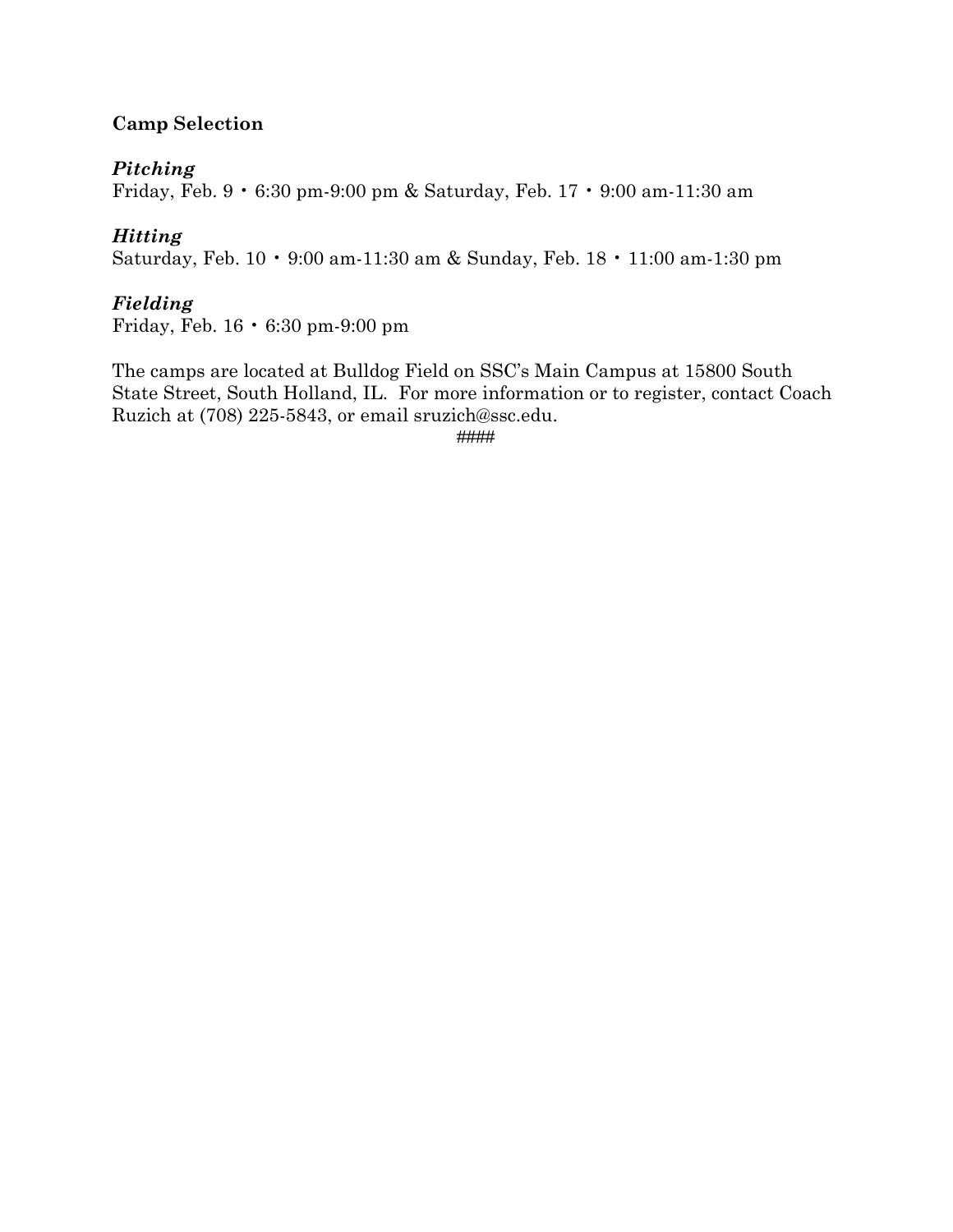**Camp Selection**

***Pitching***
Friday, Feb. 9 • 6:30 pm-9:00 pm & Saturday, Feb. 17 • 9:00 am-11:30 am

***Hitting***
Saturday, Feb. 10 • 9:00 am-11:30 am & Sunday, Feb. 18 • 11:00 am-1:30 pm

***Fielding***
Friday, Feb. 16 • 6:30 pm-9:00 pm

The camps are located at Bulldog Field on SSC's Main Campus at 15800 South State Street, South Holland, IL. For more information or to register, contact Coach Ruzich at (708) 225-5843, or email sruzich@ssc.edu.

####